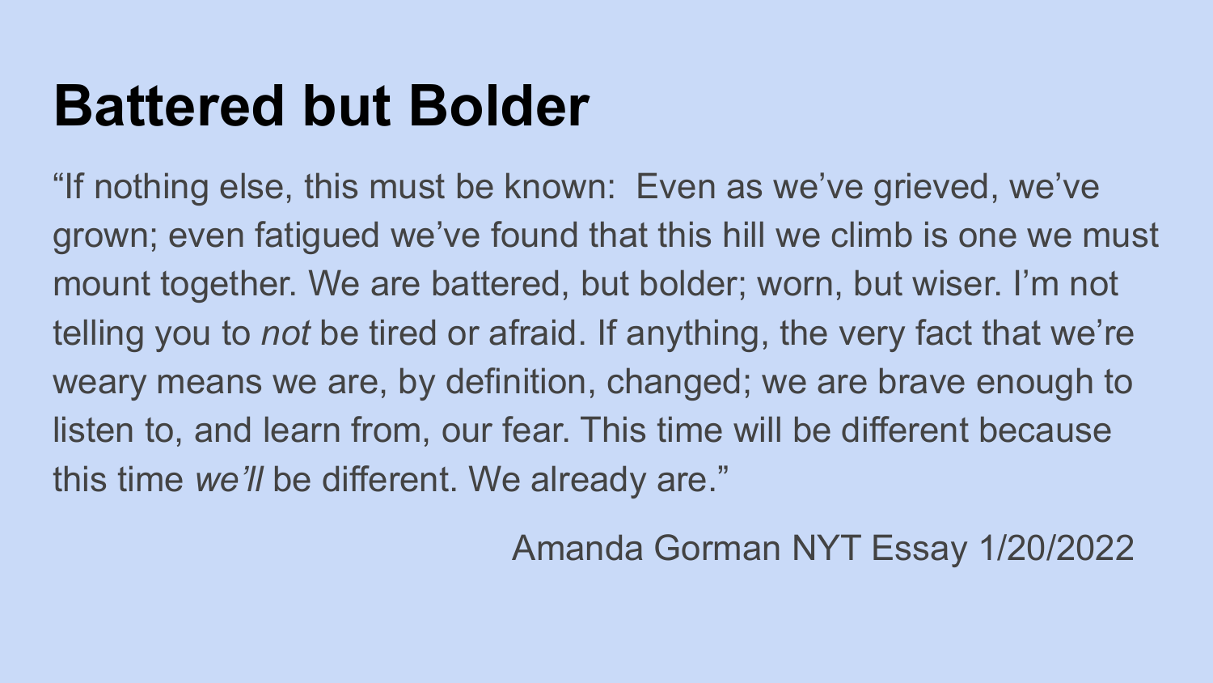# Battered but Bolder

"If nothing else, this must be known:  Even as we've grieved, we've grown; even fatigued we've found that this hill we climb is one we must mount together. We are battered, but bolder; worn, but wiser. I'm not telling you to *not* be tired or afraid. If anything, the very fact that we're weary means we are, by definition, changed; we are brave enough to listen to, and learn from, our fear. This time will be different because this time *we'll* be different. We already are."

Amanda Gorman NYT Essay 1/20/2022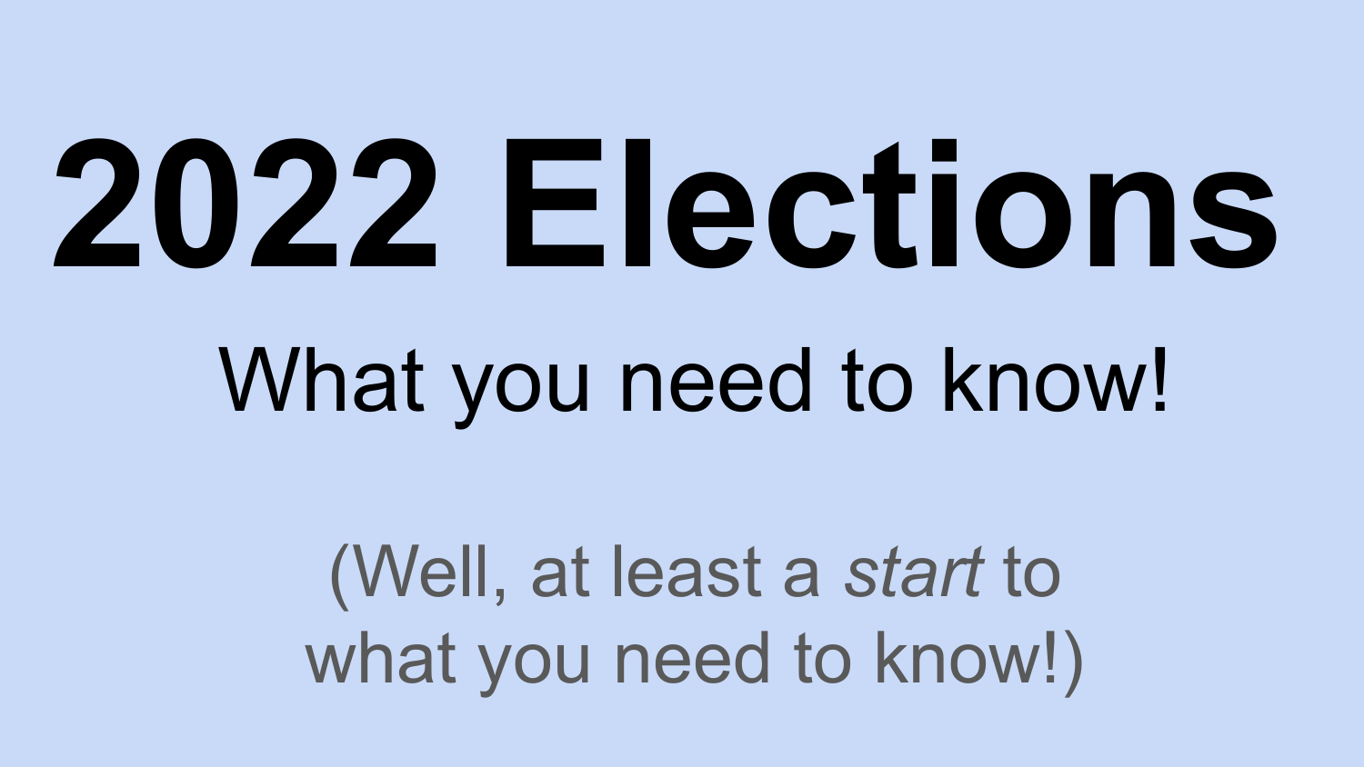# 2022 Elections

## What you need to know!

(Well, at least a *start* to what you need to know!)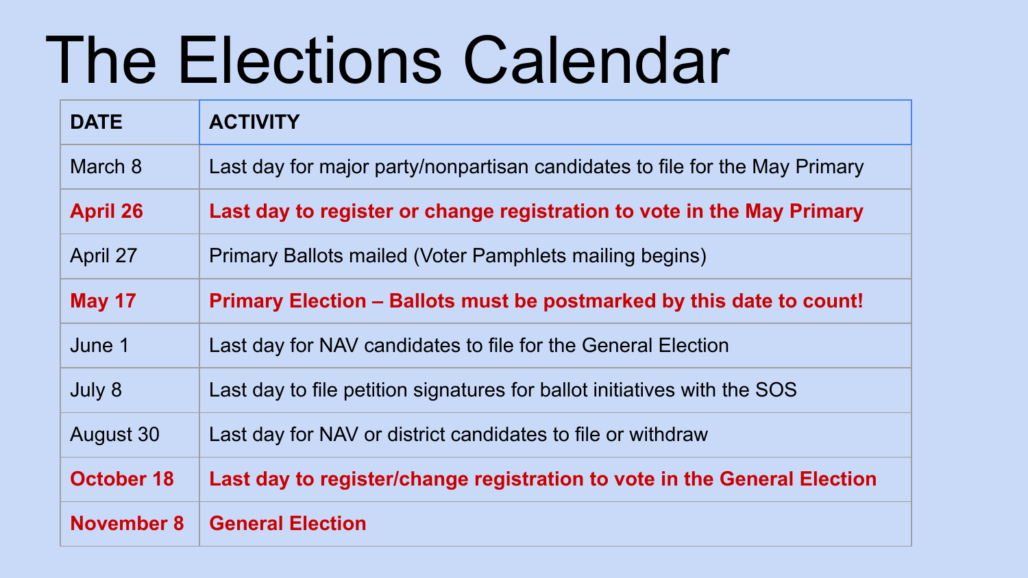# The Elections Calendar

| DATE | ACTIVITY |
|---|---|
| March 8 | Last day for major party/nonpartisan candidates to file for the May Primary |
| **April 26** | **Last day to register or change registration to vote in the May Primary** |
| April 27 | Primary Ballots mailed (Voter Pamphlets mailing begins) |
| **May 17** | **Primary Election – Ballots must be postmarked by this date to count!** |
| June 1 | Last day for NAV candidates to file for the General Election |
| July 8 | Last day to file petition signatures for ballot initiatives with the SOS |
| August 30 | Last day for NAV or district candidates to file or withdraw |
| **October 18** | **Last day to register/change registration to vote in the General Election** |
| **November 8** | **General Election** |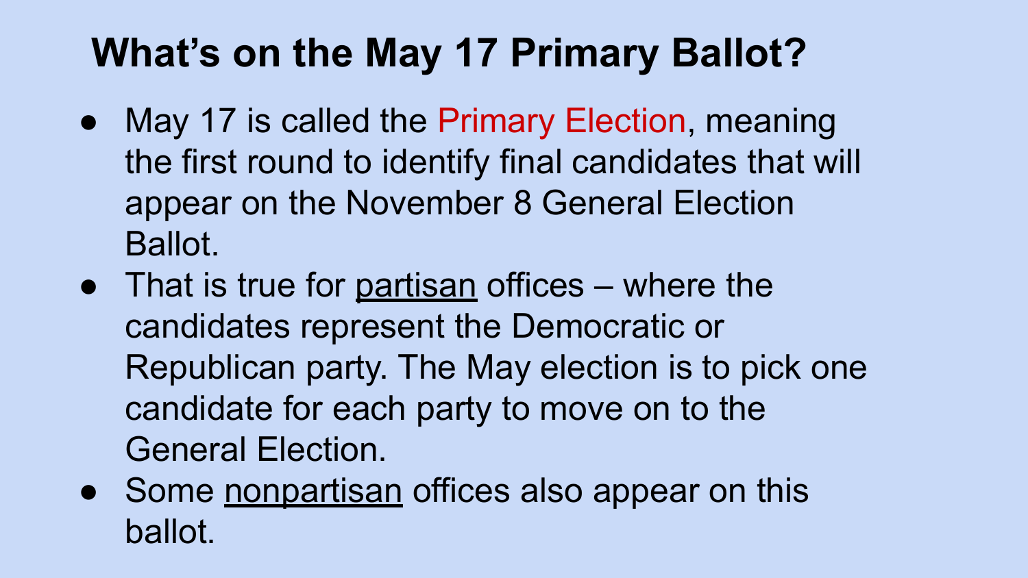# What's on the May 17 Primary Ballot?

- May 17 is called the Primary Election, meaning the first round to identify final candidates that will appear on the November 8 General Election Ballot.
- That is true for <u>partisan</u> offices – where the candidates represent the Democratic or Republican party. The May election is to pick one candidate for each party to move on to the General Election.
- Some <u>nonpartisan</u> offices also appear on this ballot.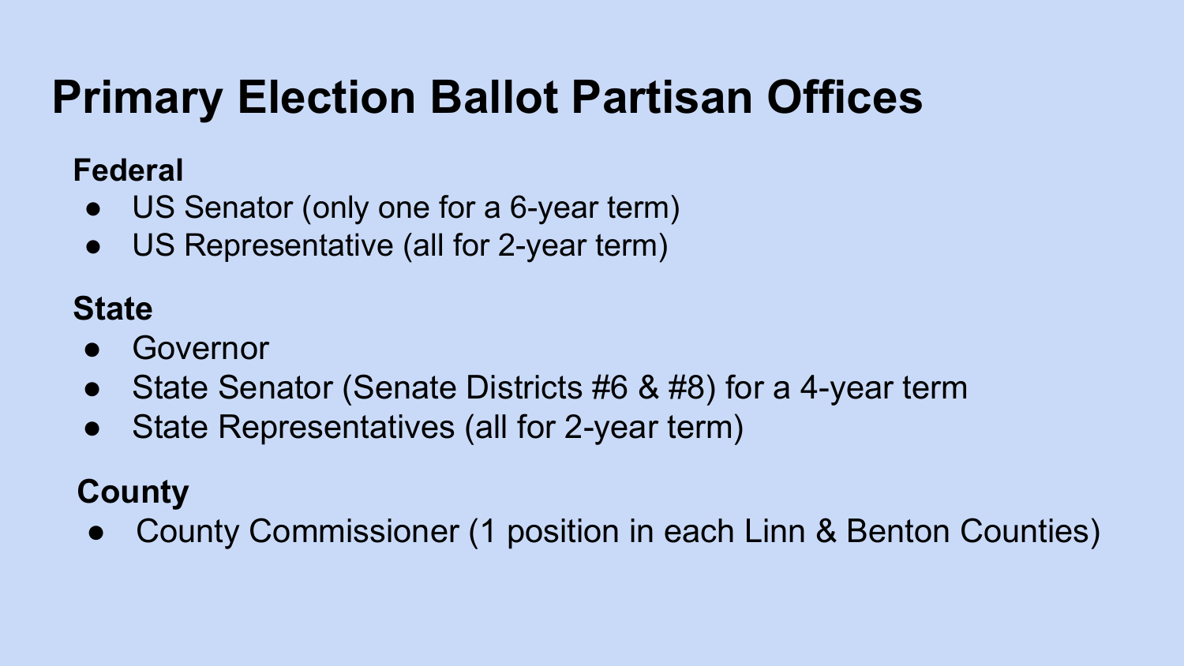# Primary Election Ballot Partisan Offices

**Federal**

- US Senator (only one for a 6-year term)
- US Representative (all for 2-year term)

**State**

- Governor
- State Senator (Senate Districts #6 & #8) for a 4-year term
- State Representatives (all for 2-year term)

**County**

- County Commissioner (1 position in each Linn & Benton Counties)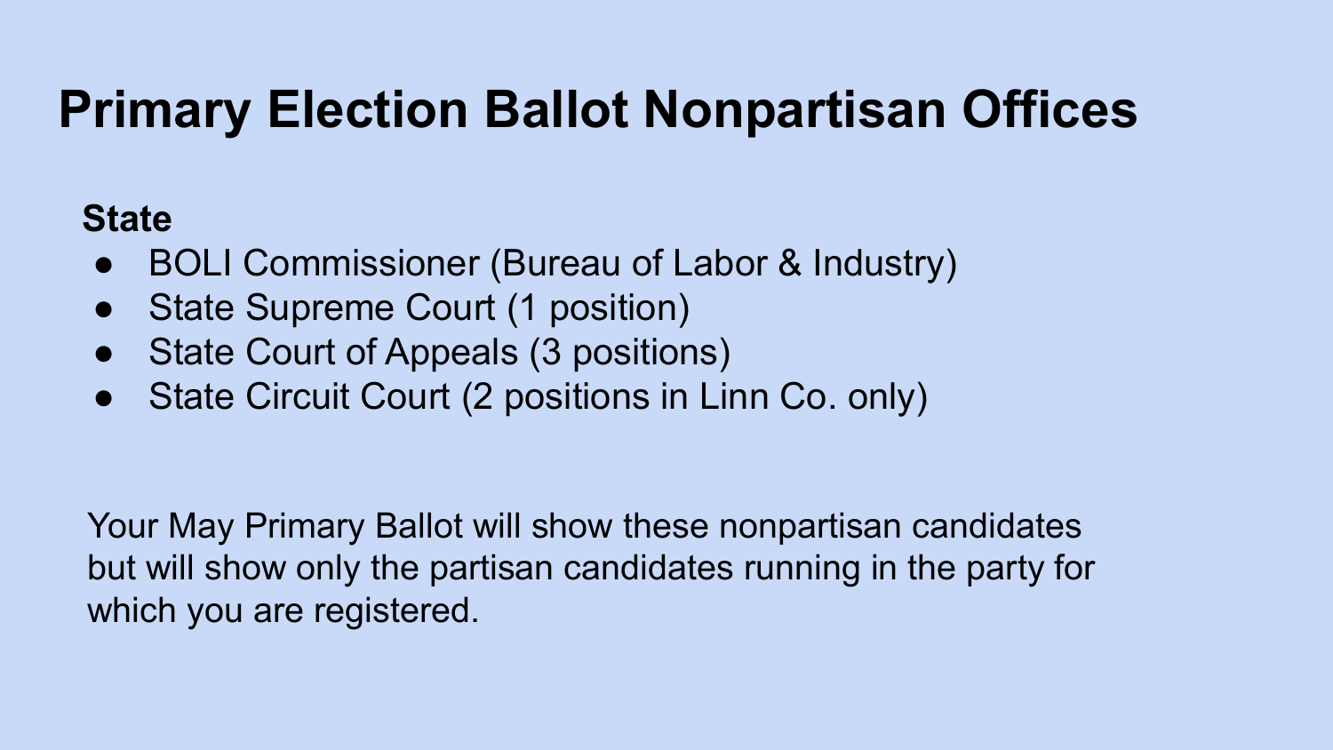# Primary Election Ballot Nonpartisan Offices

**State**

- BOLI Commissioner (Bureau of Labor & Industry)
- State Supreme Court (1 position)
- State Court of Appeals (3 positions)
- State Circuit Court (2 positions in Linn Co. only)

Your May Primary Ballot will show these nonpartisan candidates but will show only the partisan candidates running in the party for which you are registered.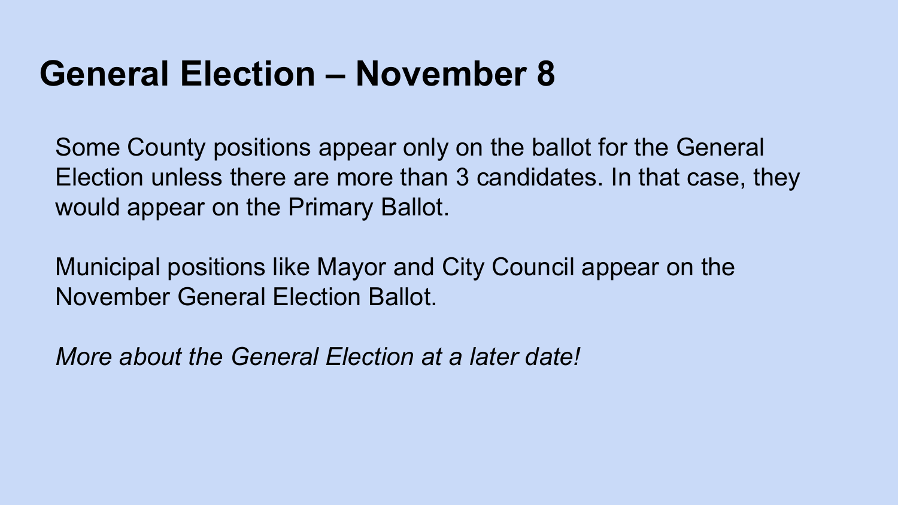# General Election – November 8

Some County positions appear only on the ballot for the General Election unless there are more than 3 candidates. In that case, they would appear on the Primary Ballot.

Municipal positions like Mayor and City Council appear on the November General Election Ballot.

*More about the General Election at a later date!*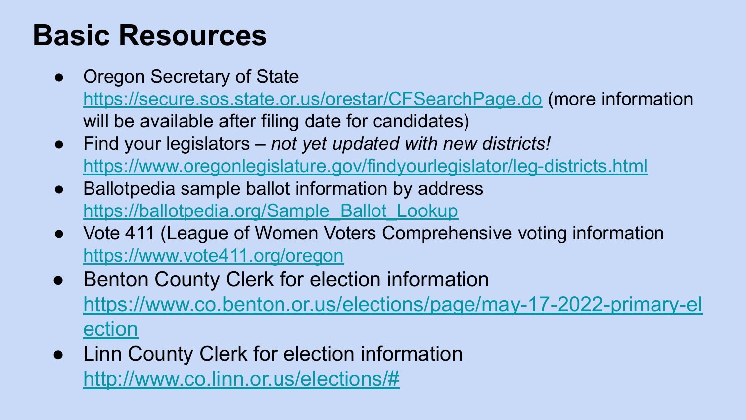# Basic Resources

- Oregon Secretary of State https://secure.sos.state.or.us/orestar/CFSearchPage.do (more information will be available after filing date for candidates)
- Find your legislators – *not yet updated with new districts!* https://www.oregonlegislature.gov/findyourlegislator/leg-districts.html
- Ballotpedia sample ballot information by address https://ballotpedia.org/Sample_Ballot_Lookup
- Vote 411 (League of Women Voters Comprehensive voting information https://www.vote411.org/oregon
- Benton County Clerk for election information https://www.co.benton.or.us/elections/page/may-17-2022-primary-election
- Linn County Clerk for election information http://www.co.linn.or.us/elections/#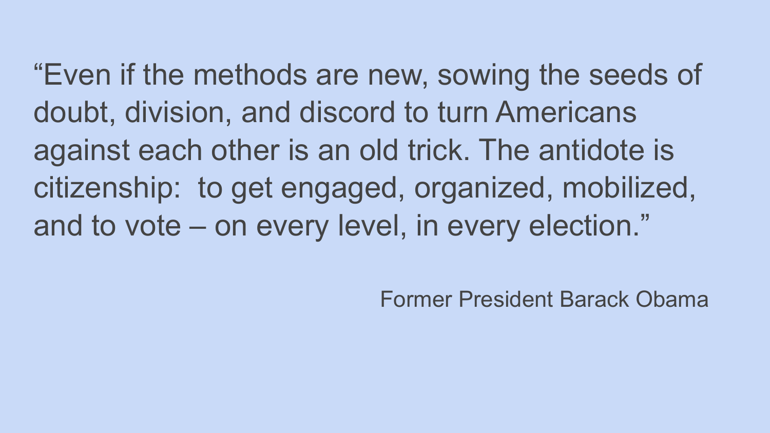“Even if the methods are new, sowing the seeds of doubt, division, and discord to turn Americans against each other is an old trick. The antidote is citizenship: to get engaged, organized, mobilized, and to vote – on every level, in every election.”

Former President Barack Obama